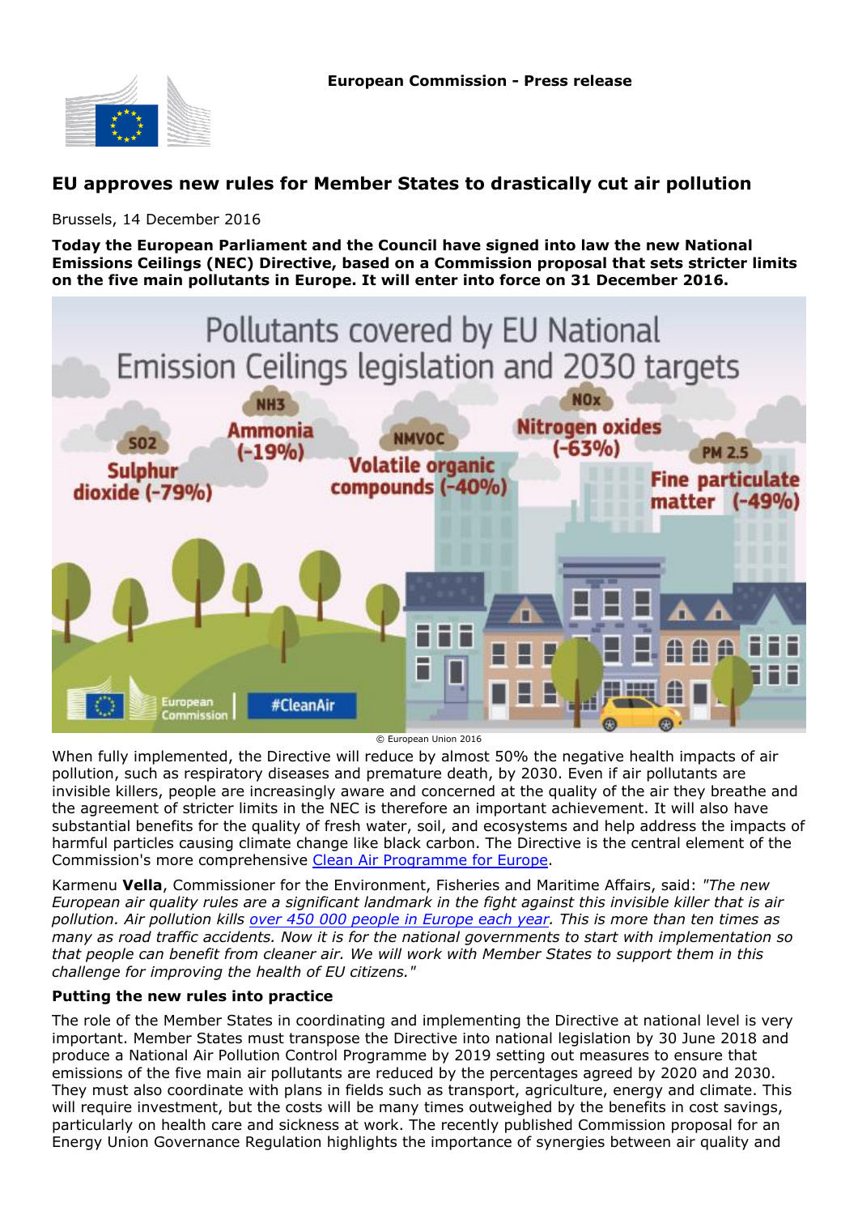European Commission - Press release

# EU approves new rules for Member States to drastically cut air pollution

Brussels, 14 December 2016

**Today the European Parliament and the Council have signed into law the new National Emissions Ceilings (NEC) Directive, based on a Commission proposal that sets stricter limits on the five main pollutants in Europe. It will enter into force on 31 December 2016.**

© European Union 2016

When fully implemented, the Directive will reduce by almost 50% the negative health impacts of air pollution, such as respiratory diseases and premature death, by 2030. Even if air pollutants are invisible killers, people are increasingly aware and concerned at the quality of the air they breathe and the agreement of stricter limits in the NEC is therefore an important achievement. It will also have substantial benefits for the quality of fresh water, soil, and ecosystems and help address the impacts of harmful particles causing climate change like black carbon. The Directive is the central element of the Commission's more comprehensive Clean Air Programme for Europe.

Karmenu **Vella**, Commissioner for the Environment, Fisheries and Maritime Affairs, said: *"The new European air quality rules are a significant landmark in the fight against this invisible killer that is air pollution. Air pollution kills over 450 000 people in Europe each year. This is more than ten times as many as road traffic accidents. Now it is for the national governments to start with implementation so that people can benefit from cleaner air. We will work with Member States to support them in this challenge for improving the health of EU citizens."*

### Putting the new rules into practice

The role of the Member States in coordinating and implementing the Directive at national level is very important. Member States must transpose the Directive into national legislation by 30 June 2018 and produce a National Air Pollution Control Programme by 2019 setting out measures to ensure that emissions of the five main air pollutants are reduced by the percentages agreed by 2020 and 2030. They must also coordinate with plans in fields such as transport, agriculture, energy and climate. This will require investment, but the costs will be many times outweighed by the benefits in cost savings, particularly on health care and sickness at work. The recently published Commission proposal for an Energy Union Governance Regulation highlights the importance of synergies between air quality and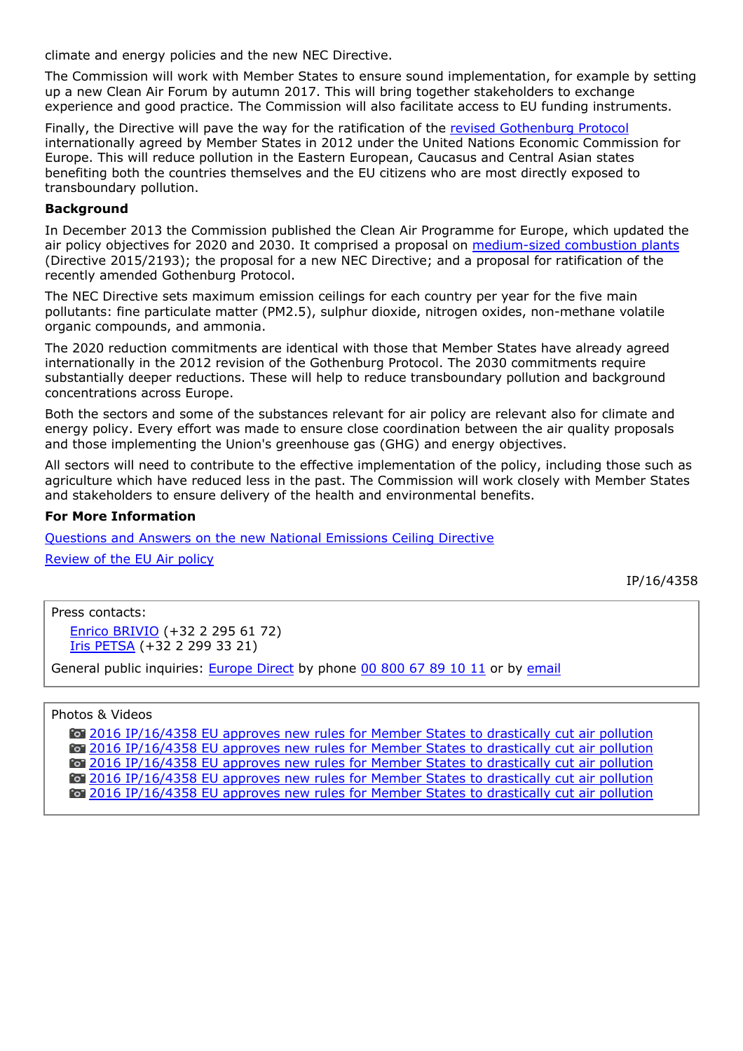climate and energy policies and the new NEC Directive.

The Commission will work with Member States to ensure sound implementation, for example by setting up a new Clean Air Forum by autumn 2017. This will bring together stakeholders to exchange experience and good practice. The Commission will also facilitate access to EU funding instruments.

Finally, the Directive will pave the way for the ratification of the revised Gothenburg Protocol internationally agreed by Member States in 2012 under the United Nations Economic Commission for Europe. This will reduce pollution in the Eastern European, Caucasus and Central Asian states benefiting both the countries themselves and the EU citizens who are most directly exposed to transboundary pollution.

**Background**

In December 2013 the Commission published the Clean Air Programme for Europe, which updated the air policy objectives for 2020 and 2030. It comprised a proposal on medium-sized combustion plants (Directive 2015/2193); the proposal for a new NEC Directive; and a proposal for ratification of the recently amended Gothenburg Protocol.

The NEC Directive sets maximum emission ceilings for each country per year for the five main pollutants: fine particulate matter (PM2.5), sulphur dioxide, nitrogen oxides, non-methane volatile organic compounds, and ammonia.

The 2020 reduction commitments are identical with those that Member States have already agreed internationally in the 2012 revision of the Gothenburg Protocol. The 2030 commitments require substantially deeper reductions. These will help to reduce transboundary pollution and background concentrations across Europe.

Both the sectors and some of the substances relevant for air policy are relevant also for climate and energy policy. Every effort was made to ensure close coordination between the air quality proposals and those implementing the Union's greenhouse gas (GHG) and energy objectives.

All sectors will need to contribute to the effective implementation of the policy, including those such as agriculture which have reduced less in the past. The Commission will work closely with Member States and stakeholders to ensure delivery of the health and environmental benefits.

**For More Information**

Questions and Answers on the new National Emissions Ceiling Directive

Review of the EU Air policy

IP/16/4358

Press contacts:

Enrico BRIVIO (+32 2 295 61 72)
Iris PETSA (+32 2 299 33 21)

General public inquiries: Europe Direct by phone 00 800 67 89 10 11 or by email

Photos & Videos

- 2016 IP/16/4358 EU approves new rules for Member States to drastically cut air pollution
- 2016 IP/16/4358 EU approves new rules for Member States to drastically cut air pollution
- 2016 IP/16/4358 EU approves new rules for Member States to drastically cut air pollution
- 2016 IP/16/4358 EU approves new rules for Member States to drastically cut air pollution
- 2016 IP/16/4358 EU approves new rules for Member States to drastically cut air pollution